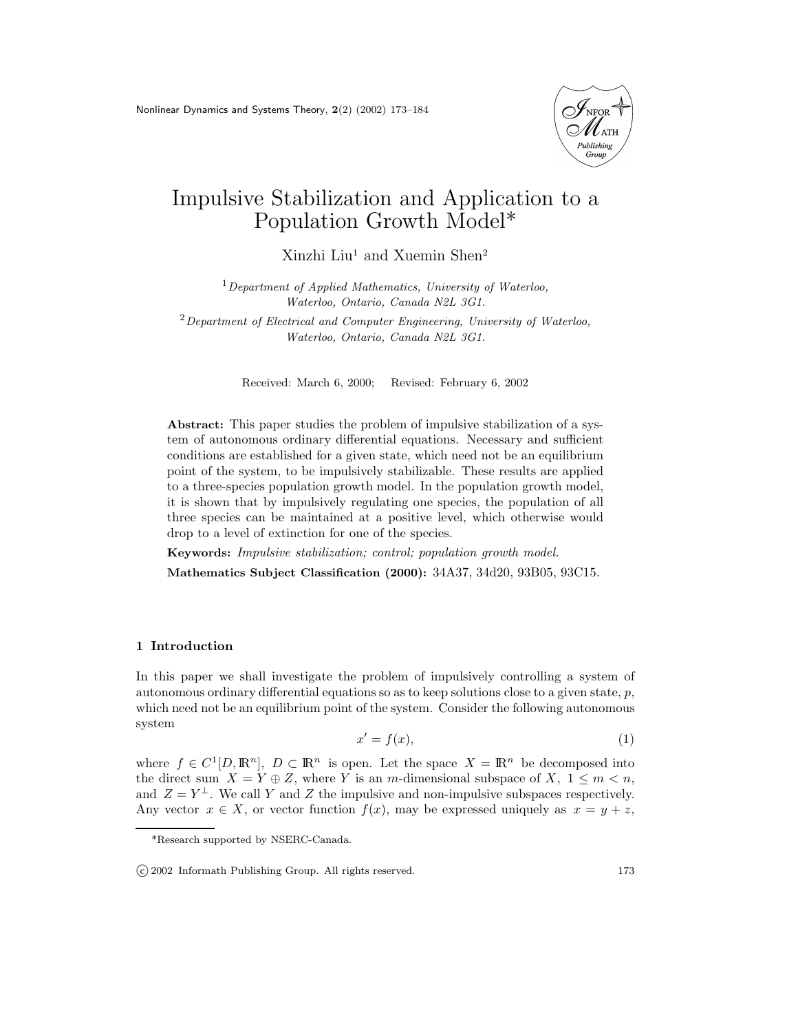# Impulsive Stabilization and Application to a Population Growth Model*

Xinzhi Liu[1] and Xuemin Shen[2]

[1] *Department of Applied Mathematics, University of Waterloo, Waterloo, Ontario, Canada N2L 3G1.*

[2] *Department of Electrical and Computer Engineering, University of Waterloo, Waterloo, Ontario, Canada N2L 3G1.*

Received: March 6, 2000; Revised: February 6, 2002

**Abstract:** This paper studies the problem of impulsive stabilization of a system of autonomous ordinary differential equations. Necessary and sufficient conditions are established for a given state, which need not be an equilibrium point of the system, to be impulsively stabilizable. These results are applied to a three-species population growth model. In the population growth model, it is shown that by impulsively regulating one species, the population of all three species can be maintained at a positive level, which otherwise would drop to a level of extinction for one of the species.

**Keywords:** *Impulsive stabilization; control; population growth model.*

**Mathematics Subject Classification (2000):** 34A37, 34d20, 93B05, 93C15.

## 1 Introduction

In this paper we shall investigate the problem of impulsively controlling a system of autonomous ordinary differential equations so as to keep solutions close to a given state, $p$, which need not be an equilibrium point of the system. Consider the following autonomous system

$$x' = f(x), \tag{1}$$

where $f \in C^1[D, \mathbb{R}^n]$, $D \subset \mathbb{R}^n$ is open. Let the space $X = \mathbb{R}^n$ be decomposed into the direct sum $X = Y \oplus Z$, where $Y$ is an $m$-dimensional subspace of $X$, $1 \leq m < n$, and $Z = Y^{\perp}$. We call $Y$ and $Z$ the impulsive and non-impulsive subspaces respectively. Any vector $x \in X$, or vector function $f(x)$, may be expressed uniquely as $x = y + z$,

*Research supported by NSERC-Canada.

© 2002 Informath Publishing Group. All rights reserved.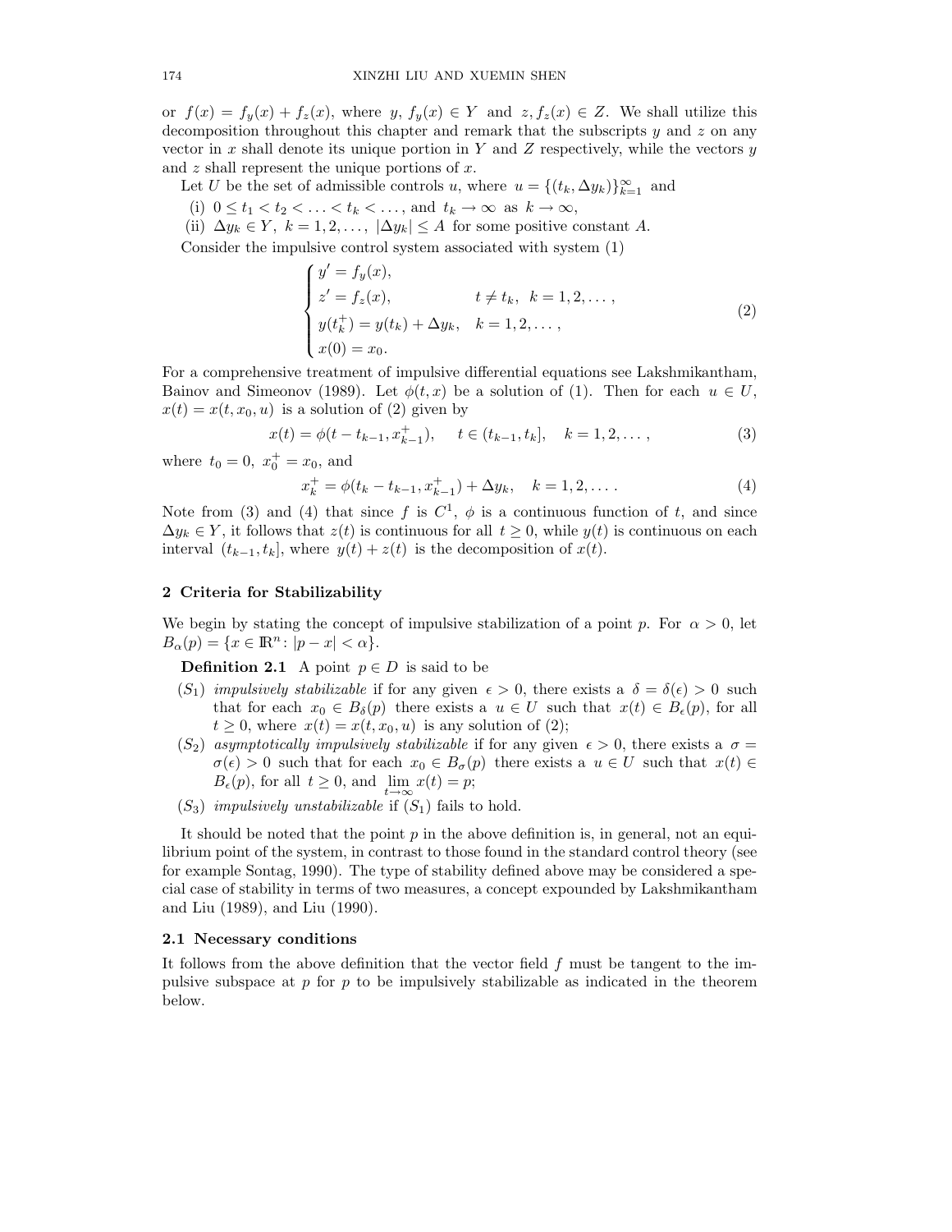or $f(x) = f_y(x) + f_z(x)$, where $y,\ f_y(x) \in Y$ and $z, f_z(x) \in Z$. We shall utilize this decomposition throughout this chapter and remark that the subscripts $y$ and $z$ on any vector in $x$ shall denote its unique portion in $Y$ and $Z$ respectively, while the vectors $y$ and $z$ shall represent the unique portions of $x$.

Let $U$ be the set of admissible controls $u$, where $u = \{(t_k, \Delta y_k)\}_{k=1}^{\infty}$ and

(i) $0 \le t_1 < t_2 < \ldots < t_k < \ldots$, and $t_k \to \infty$ as $k \to \infty$,

(ii) $\Delta y_k \in Y,\ k = 1, 2, \ldots,\ |\Delta y_k| \le A$ for some positive constant $A$.

Consider the impulsive control system associated with system (1)

$$\begin{cases} y' = f_y(x), \\ z' = f_z(x), & t \ne t_k,\ \ k = 1, 2, \ldots, \\ y(t_k^+) = y(t_k) + \Delta y_k, & k = 1, 2, \ldots, \\ x(0) = x_0. \end{cases} \tag{2}$$

For a comprehensive treatment of impulsive differential equations see Lakshmikantham, Bainov and Simeonov (1989). Let $\phi(t, x)$ be a solution of (1). Then for each $u \in U$, $x(t) = x(t, x_0, u)$ is a solution of (2) given by

$$x(t) = \phi(t - t_{k-1}, x_{k-1}^+), \quad t \in (t_{k-1}, t_k], \quad k = 1, 2, \ldots, \tag{3}$$

where $t_0 = 0,\ x_0^+ = x_0$, and

$$x_k^+ = \phi(t_k - t_{k-1}, x_{k-1}^+) + \Delta y_k, \quad k = 1, 2, \ldots. \tag{4}$$

Note from (3) and (4) that since $f$ is $C^1$, $\phi$ is a continuous function of $t$, and since $\Delta y_k \in Y$, it follows that $z(t)$ is continuous for all $t \ge 0$, while $y(t)$ is continuous on each interval $(t_{k-1}, t_k]$, where $y(t) + z(t)$ is the decomposition of $x(t)$.

## 2 Criteria for Stabilizability

We begin by stating the concept of impulsive stabilization of a point $p$. For $\alpha > 0$, let $B_\alpha(p) = \{x \in \mathbb{R}^n \colon |p - x| < \alpha\}$.

**Definition 2.1** A point $p \in D$ is said to be

($S_1$) *impulsively stabilizable* if for any given $\epsilon > 0$, there exists a $\delta = \delta(\epsilon) > 0$ such that for each $x_0 \in B_\delta(p)$ there exists a $u \in U$ such that $x(t) \in B_\epsilon(p)$, for all $t \ge 0$, where $x(t) = x(t, x_0, u)$ is any solution of (2);

($S_2$) *asymptotically impulsively stabilizable* if for any given $\epsilon > 0$, there exists a $\sigma = \sigma(\epsilon) > 0$ such that for each $x_0 \in B_\sigma(p)$ there exists a $u \in U$ such that $x(t) \in B_\epsilon(p)$, for all $t \ge 0$, and $\lim_{t \to \infty} x(t) = p$;

($S_3$) *impulsively unstabilizable* if ($S_1$) fails to hold.

It should be noted that the point $p$ in the above definition is, in general, not an equilibrium point of the system, in contrast to those found in the standard control theory (see for example Sontag, 1990). The type of stability defined above may be considered a special case of stability in terms of two measures, a concept expounded by Lakshmikantham and Liu (1989), and Liu (1990).

### 2.1 Necessary conditions

It follows from the above definition that the vector field $f$ must be tangent to the impulsive subspace at $p$ for $p$ to be impulsively stabilizable as indicated in the theorem below.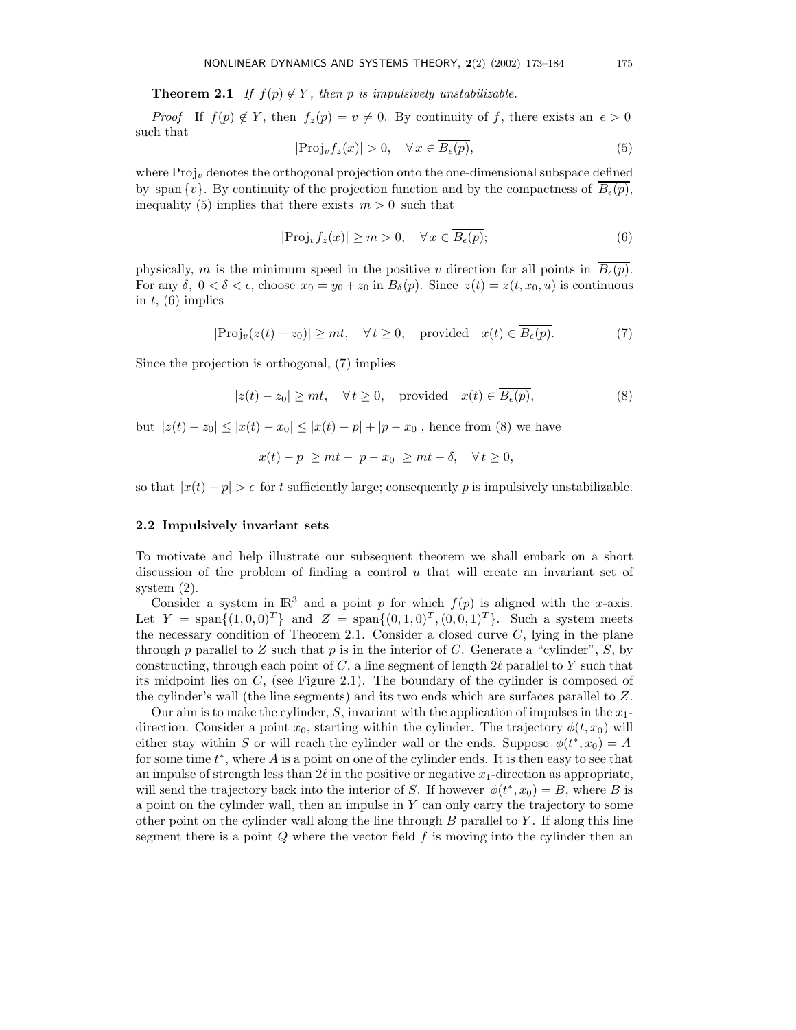**Theorem 2.1** *If $f(p) \notin Y$, then $p$ is impulsively unstabilizable.*

*Proof* If $f(p) \notin Y$, then $f_z(p) = v \neq 0$. By continuity of $f$, there exists an $\epsilon > 0$ such that

$$|\text{Proj}_v f_z(x)| > 0, \quad \forall\, x \in \overline{B_\epsilon(p)}, \tag{5}$$

where $\text{Proj}_v$ denotes the orthogonal projection onto the one-dimensional subspace defined by $\text{span}\{v\}$. By continuity of the projection function and by the compactness of $\overline{B_\epsilon(p)}$, inequality (5) implies that there exists $m > 0$ such that

$$|\text{Proj}_v f_z(x)| \geq m > 0, \quad \forall\, x \in \overline{B_\epsilon(p)}; \tag{6}$$

physically, $m$ is the minimum speed in the positive $v$ direction for all points in $\overline{B_\epsilon(p)}$. For any $\delta$, $0 < \delta < \epsilon$, choose $x_0 = y_0 + z_0$ in $B_\delta(p)$. Since $z(t) = z(t, x_0, u)$ is continuous in $t$, (6) implies

$$|\text{Proj}_v(z(t) - z_0)| \geq mt, \quad \forall\, t \geq 0, \quad \text{provided} \quad x(t) \in \overline{B_\epsilon(p)}. \tag{7}$$

Since the projection is orthogonal, (7) implies

$$|z(t) - z_0| \geq mt, \quad \forall\, t \geq 0, \quad \text{provided} \quad x(t) \in \overline{B_\epsilon(p)}, \tag{8}$$

but $|z(t) - z_0| \leq |x(t) - x_0| \leq |x(t) - p| + |p - x_0|$, hence from (8) we have

$$|x(t) - p| \geq mt - |p - x_0| \geq mt - \delta, \quad \forall\, t \geq 0,$$

so that $|x(t) - p| > \epsilon$ for $t$ sufficiently large; consequently $p$ is impulsively unstabilizable.

### 2.2 Impulsively invariant sets

To motivate and help illustrate our subsequent theorem we shall embark on a short discussion of the problem of finding a control $u$ that will create an invariant set of system (2).

Consider a system in $\mathbb{R}^3$ and a point $p$ for which $f(p)$ is aligned with the $x$-axis. Let $Y = \text{span}\{(1,0,0)^T\}$ and $Z = \text{span}\{(0,1,0)^T, (0,0,1)^T\}$. Such a system meets the necessary condition of Theorem 2.1. Consider a closed curve $C$, lying in the plane through $p$ parallel to $Z$ such that $p$ is in the interior of $C$. Generate a "cylinder", $S$, by constructing, through each point of $C$, a line segment of length $2\ell$ parallel to $Y$ such that its midpoint lies on $C$, (see Figure 2.1). The boundary of the cylinder is composed of the cylinder's wall (the line segments) and its two ends which are surfaces parallel to $Z$.

Our aim is to make the cylinder, $S$, invariant with the application of impulses in the $x_1$-direction. Consider a point $x_0$, starting within the cylinder. The trajectory $\phi(t, x_0)$ will either stay within $S$ or will reach the cylinder wall or the ends. Suppose $\phi(t^*, x_0) = A$ for some time $t^*$, where $A$ is a point on one of the cylinder ends. It is then easy to see that an impulse of strength less than $2\ell$ in the positive or negative $x_1$-direction as appropriate, will send the trajectory back into the interior of $S$. If however $\phi(t^*, x_0) = B$, where $B$ is a point on the cylinder wall, then an impulse in $Y$ can only carry the trajectory to some other point on the cylinder wall along the line through $B$ parallel to $Y$. If along this line segment there is a point $Q$ where the vector field $f$ is moving into the cylinder then an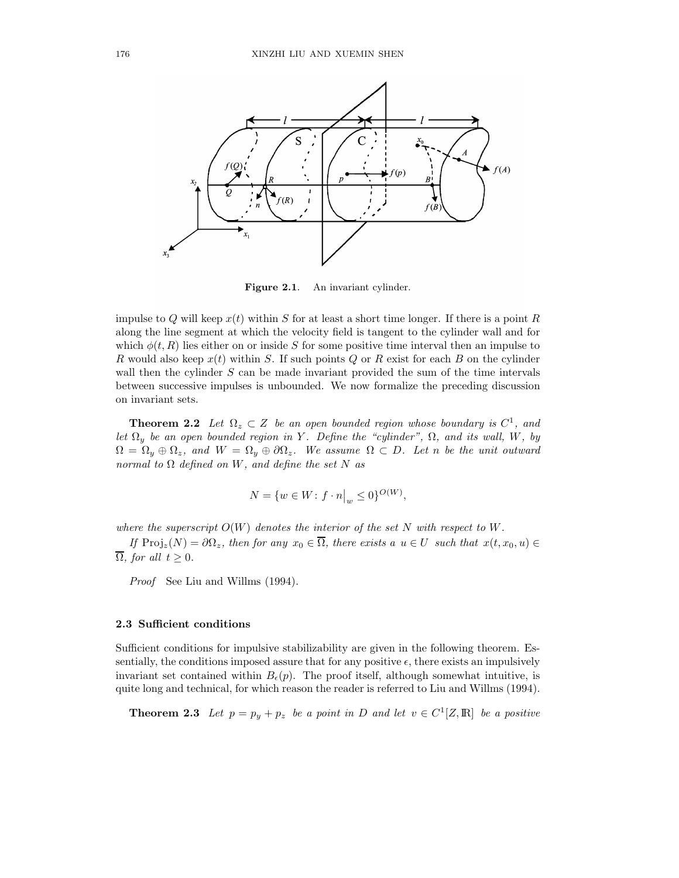l l S C $x_0$ A $f(A)$ $f(Q)$ R p $f(p)$ B $x_2$ Q n $f(R)$ $f(B)$ $x_1$ $x_3$

**Figure 2.1**. An invariant cylinder.

impulse to $Q$ will keep $x(t)$ within $S$ for at least a short time longer. If there is a point $R$ along the line segment at which the velocity field is tangent to the cylinder wall and for which $\phi(t, R)$ lies either on or inside $S$ for some positive time interval then an impulse to $R$ would also keep $x(t)$ within $S$. If such points $Q$ or $R$ exist for each $B$ on the cylinder wall then the cylinder $S$ can be made invariant provided the sum of the time intervals between successive impulses is unbounded. We now formalize the preceding discussion on invariant sets.

**Theorem 2.2** *Let $\Omega_z \subset Z$ be an open bounded region whose boundary is $C^1$, and let $\Omega_y$ be an open bounded region in $Y$. Define the "cylinder", $\Omega$, and its wall, $W$, by $\Omega = \Omega_y \oplus \Omega_z$, and $W = \Omega_y \oplus \partial\Omega_z$. We assume $\Omega \subset D$. Let $n$ be the unit outward normal to $\Omega$ defined on $W$, and define the set $N$ as*

$$N = \{w \in W \colon f \cdot n\big|_w \leq 0\}^{O(W)},$$

*where the superscript $O(W)$ denotes the interior of the set $N$ with respect to $W$.*

*If $\text{Proj}_z(N) = \partial\Omega_z$, then for any $x_0 \in \overline{\Omega}$, there exists a $u \in U$ such that $x(t, x_0, u) \in \overline{\Omega}$, for all $t \geq 0$.*

*Proof* See Liu and Willms (1994).

### 2.3 Sufficient conditions

Sufficient conditions for impulsive stabilizability are given in the following theorem. Essentially, the conditions imposed assure that for any positive $\epsilon$, there exists an impulsively invariant set contained within $B_\epsilon(p)$. The proof itself, although somewhat intuitive, is quite long and technical, for which reason the reader is referred to Liu and Willms (1994).

**Theorem 2.3** *Let $p = p_y + p_z$ be a point in $D$ and let $v \in C^1[Z, \mathbb{R}]$ be a positive*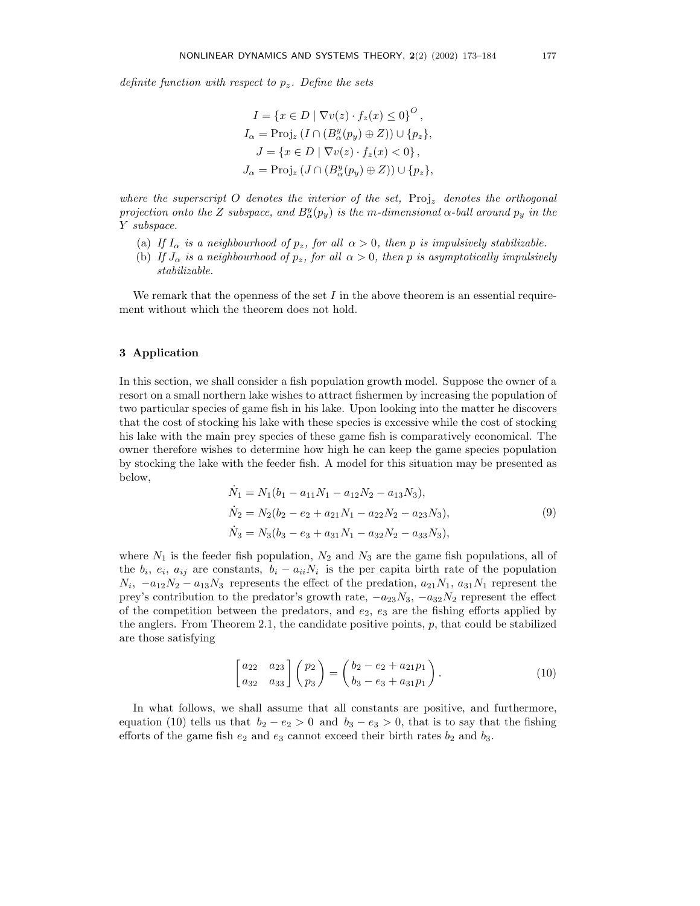*definite function with respect to $p_z$. Define the sets*

$$
\begin{aligned}
I &= \{x \in D \mid \nabla v(z) \cdot f_z(x) \le 0\}^O, \\
I_\alpha &= \mathrm{Proj}_z \left( I \cap (B^y_\alpha(p_y) \oplus Z) \right) \cup \{p_z\}, \\
J &= \{x \in D \mid \nabla v(z) \cdot f_z(x) < 0\}, \\
J_\alpha &= \mathrm{Proj}_z \left( J \cap (B^y_\alpha(p_y) \oplus Z) \right) \cup \{p_z\},
\end{aligned}
$$

*where the superscript $O$ denotes the interior of the set, $\mathrm{Proj}_z$ denotes the orthogonal projection onto the $Z$ subspace, and $B^y_\alpha(p_y)$ is the $m$-dimensional $\alpha$-ball around $p_y$ in the $Y$ subspace.*

(a) *If $I_\alpha$ is a neighbourhood of $p_z$, for all $\alpha > 0$, then $p$ is impulsively stabilizable.*

(b) *If $J_\alpha$ is a neighbourhood of $p_z$, for all $\alpha > 0$, then $p$ is asymptotically impulsively stabilizable.*

We remark that the openness of the set $I$ in the above theorem is an essential requirement without which the theorem does not hold.

## 3 Application

In this section, we shall consider a fish population growth model. Suppose the owner of a resort on a small northern lake wishes to attract fishermen by increasing the population of two particular species of game fish in his lake. Upon looking into the matter he discovers that the cost of stocking his lake with these species is excessive while the cost of stocking his lake with the main prey species of these game fish is comparatively economical. The owner therefore wishes to determine how high he can keep the game species population by stocking the lake with the feeder fish. A model for this situation may be presented as below,

$$
\begin{aligned}
\dot{N}_1 &= N_1(b_1 - a_{11}N_1 - a_{12}N_2 - a_{13}N_3), \\
\dot{N}_2 &= N_2(b_2 - e_2 + a_{21}N_1 - a_{22}N_2 - a_{23}N_3), \\
\dot{N}_3 &= N_3(b_3 - e_3 + a_{31}N_1 - a_{32}N_2 - a_{33}N_3),
\end{aligned}
\tag{9}
$$

where $N_1$ is the feeder fish population, $N_2$ and $N_3$ are the game fish populations, all of the $b_i$, $e_i$, $a_{ij}$ are constants, $b_i - a_{ii}N_i$ is the per capita birth rate of the population $N_i$, $-a_{12}N_2 - a_{13}N_3$ represents the effect of the predation, $a_{21}N_1$, $a_{31}N_1$ represent the prey's contribution to the predator's growth rate, $-a_{23}N_3$, $-a_{32}N_2$ represent the effect of the competition between the predators, and $e_2$, $e_3$ are the fishing efforts applied by the anglers. From Theorem 2.1, the candidate positive points, $p$, that could be stabilized are those satisfying

$$
\begin{bmatrix} a_{22} & a_{23} \\ a_{32} & a_{33} \end{bmatrix} \begin{pmatrix} p_2 \\ p_3 \end{pmatrix} = \begin{pmatrix} b_2 - e_2 + a_{21}p_1 \\ b_3 - e_3 + a_{31}p_1 \end{pmatrix}.
\tag{10}
$$

In what follows, we shall assume that all constants are positive, and furthermore, equation (10) tells us that $b_2 - e_2 > 0$ and $b_3 - e_3 > 0$, that is to say that the fishing efforts of the game fish $e_2$ and $e_3$ cannot exceed their birth rates $b_2$ and $b_3$.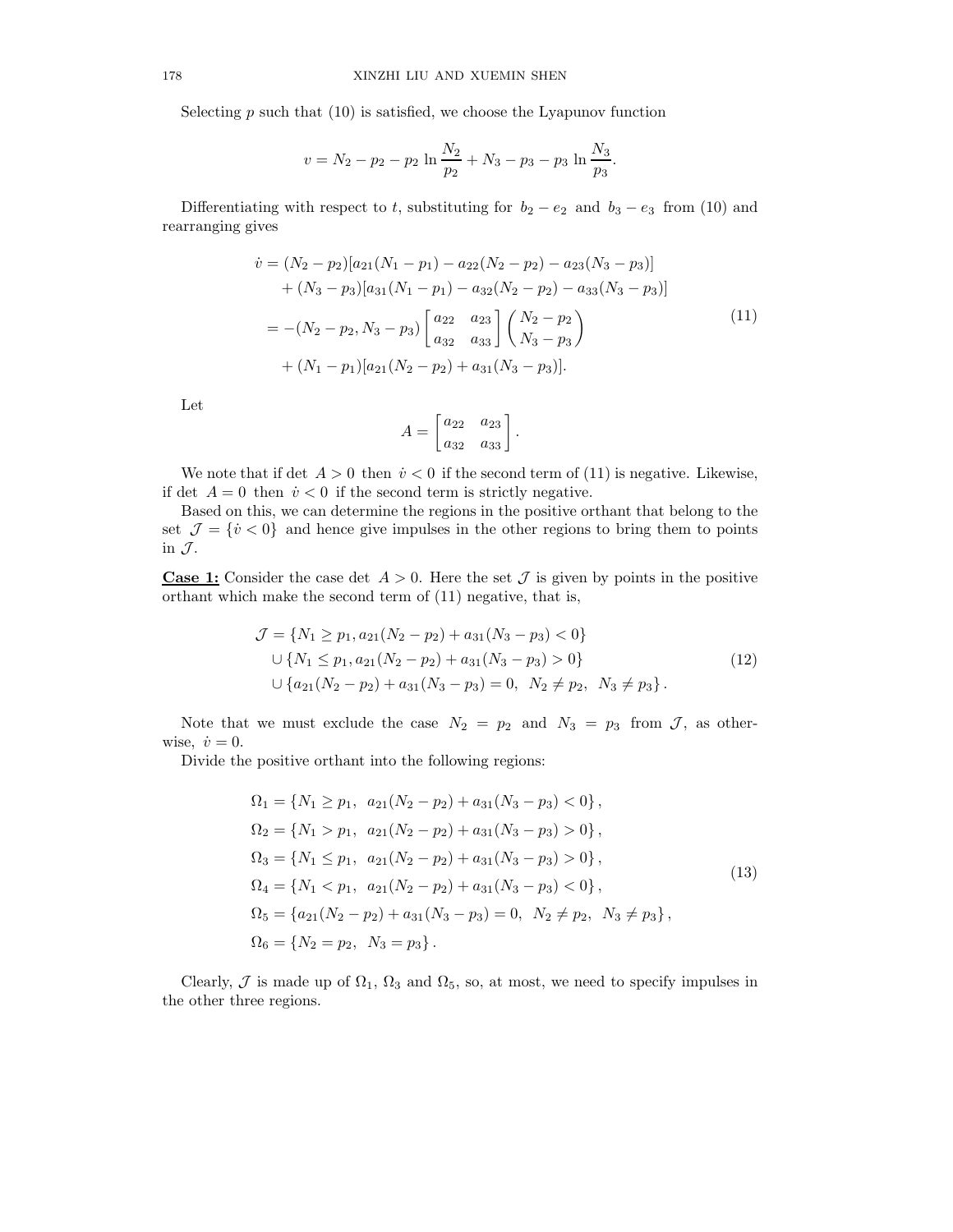Selecting $p$ such that (10) is satisfied, we choose the Lyapunov function

$$v = N_2 - p_2 - p_2 \ln \frac{N_2}{p_2} + N_3 - p_3 - p_3 \ln \frac{N_3}{p_3}.$$

Differentiating with respect to $t$, substituting for $b_2 - e_2$ and $b_3 - e_3$ from (10) and rearranging gives

$$\begin{aligned}
\dot{v} &= (N_2 - p_2)[a_{21}(N_1 - p_1) - a_{22}(N_2 - p_2) - a_{23}(N_3 - p_3)] \\
&\quad + (N_3 - p_3)[a_{31}(N_1 - p_1) - a_{32}(N_2 - p_2) - a_{33}(N_3 - p_3)] \\
&= -(N_2 - p_2, N_3 - p_3) \begin{bmatrix} a_{22} & a_{23} \\ a_{32} & a_{33} \end{bmatrix} \begin{pmatrix} N_2 - p_2 \\ N_3 - p_3 \end{pmatrix} \\
&\quad + (N_1 - p_1)[a_{21}(N_2 - p_2) + a_{31}(N_3 - p_3)].
\end{aligned} \tag{11}$$

Let

$$A = \begin{bmatrix} a_{22} & a_{23} \\ a_{32} & a_{33} \end{bmatrix}.$$

We note that if $\det\ A > 0$ then $\dot{v} < 0$ if the second term of (11) is negative. Likewise, if $\det\ A = 0$ then $\dot{v} < 0$ if the second term is strictly negative.

Based on this, we can determine the regions in the positive orthant that belong to the set $\mathcal{J} = \{\dot{v} < 0\}$ and hence give impulses in the other regions to bring them to points in $\mathcal{J}$.

**Case 1:** Consider the case $\det\ A > 0$. Here the set $\mathcal{J}$ is given by points in the positive orthant which make the second term of (11) negative, that is,

$$\begin{aligned}
\mathcal{J} &= \{N_1 \geq p_1, a_{21}(N_2 - p_2) + a_{31}(N_3 - p_3) < 0\} \\
&\cup \{N_1 \leq p_1, a_{21}(N_2 - p_2) + a_{31}(N_3 - p_3) > 0\} \\
&\cup \{a_{21}(N_2 - p_2) + a_{31}(N_3 - p_3) = 0,\ N_2 \neq p_2,\ N_3 \neq p_3\}.
\end{aligned} \tag{12}$$

Note that we must exclude the case $N_2 = p_2$ and $N_3 = p_3$ from $\mathcal{J}$, as otherwise, $\dot{v} = 0$.

Divide the positive orthant into the following regions:

$$\begin{aligned}
\Omega_1 &= \{N_1 \geq p_1,\ a_{21}(N_2 - p_2) + a_{31}(N_3 - p_3) < 0\}, \\
\Omega_2 &= \{N_1 > p_1,\ a_{21}(N_2 - p_2) + a_{31}(N_3 - p_3) > 0\}, \\
\Omega_3 &= \{N_1 \leq p_1,\ a_{21}(N_2 - p_2) + a_{31}(N_3 - p_3) > 0\}, \\
\Omega_4 &= \{N_1 < p_1,\ a_{21}(N_2 - p_2) + a_{31}(N_3 - p_3) < 0\}, \\
\Omega_5 &= \{a_{21}(N_2 - p_2) + a_{31}(N_3 - p_3) = 0,\ N_2 \neq p_2,\ N_3 \neq p_3\}, \\
\Omega_6 &= \{N_2 = p_2,\ N_3 = p_3\}.
\end{aligned} \tag{13}$$

Clearly, $\mathcal{J}$ is made up of $\Omega_1$, $\Omega_3$ and $\Omega_5$, so, at most, we need to specify impulses in the other three regions.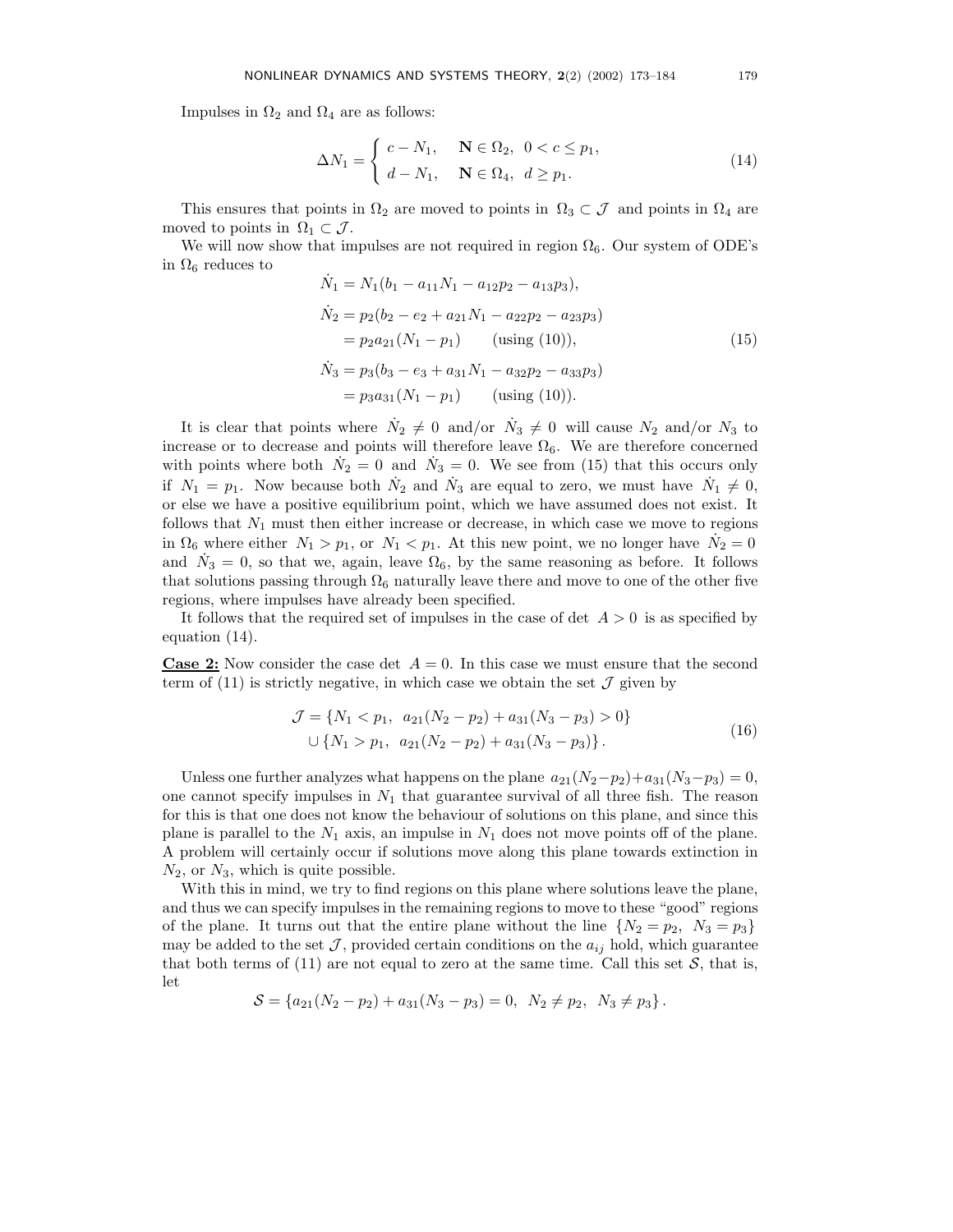Impulses in $\Omega_2$ and $\Omega_4$ are as follows:

$$\Delta N_1 = \begin{cases} c - N_1, & \mathbf{N} \in \Omega_2, \ \ 0 < c \leq p_1, \\ d - N_1, & \mathbf{N} \in \Omega_4, \ \ d \geq p_1. \end{cases} \tag{14}$$

This ensures that points in $\Omega_2$ are moved to points in $\Omega_3 \subset \mathcal{J}$ and points in $\Omega_4$ are moved to points in $\Omega_1 \subset \mathcal{J}$.

We will now show that impulses are not required in region $\Omega_6$. Our system of ODE's in $\Omega_6$ reduces to

$$\begin{aligned}
\dot{N}_1 &= N_1(b_1 - a_{11}N_1 - a_{12}p_2 - a_{13}p_3), \\
\dot{N}_2 &= p_2(b_2 - e_2 + a_{21}N_1 - a_{22}p_2 - a_{23}p_3) \\
&= p_2 a_{21}(N_1 - p_1) \qquad \text{(using (10))}, \\
\dot{N}_3 &= p_3(b_3 - e_3 + a_{31}N_1 - a_{32}p_2 - a_{33}p_3) \\
&= p_3 a_{31}(N_1 - p_1) \qquad \text{(using (10))}.
\end{aligned} \tag{15}$$

It is clear that points where $\dot{N}_2 \neq 0$ and/or $\dot{N}_3 \neq 0$ will cause $N_2$ and/or $N_3$ to increase or to decrease and points will therefore leave $\Omega_6$. We are therefore concerned with points where both $\dot{N}_2 = 0$ and $\dot{N}_3 = 0$. We see from (15) that this occurs only if $N_1 = p_1$. Now because both $\dot{N}_2$ and $\dot{N}_3$ are equal to zero, we must have $\dot{N}_1 \neq 0$, or else we have a positive equilibrium point, which we have assumed does not exist. It follows that $N_1$ must then either increase or decrease, in which case we move to regions in $\Omega_6$ where either $N_1 > p_1$, or $N_1 < p_1$. At this new point, we no longer have $\dot{N}_2 = 0$ and $\dot{N}_3 = 0$, so that we, again, leave $\Omega_6$, by the same reasoning as before. It follows that solutions passing through $\Omega_6$ naturally leave there and move to one of the other five regions, where impulses have already been specified.

It follows that the required set of impulses in the case of det $A > 0$ is as specified by equation (14).

**Case 2:** Now consider the case det $A = 0$. In this case we must ensure that the second term of (11) is strictly negative, in which case we obtain the set $\mathcal{J}$ given by

$$\begin{aligned}
\mathcal{J} &= \{N_1 < p_1, \ \ a_{21}(N_2 - p_2) + a_{31}(N_3 - p_3) > 0\} \\
&\cup \{N_1 > p_1, \ \ a_{21}(N_2 - p_2) + a_{31}(N_3 - p_3)\}.
\end{aligned} \tag{16}$$

Unless one further analyzes what happens on the plane $a_{21}(N_2 - p_2) + a_{31}(N_3 - p_3) = 0$, one cannot specify impulses in $N_1$ that guarantee survival of all three fish. The reason for this is that one does not know the behaviour of solutions on this plane, and since this plane is parallel to the $N_1$ axis, an impulse in $N_1$ does not move points off of the plane. A problem will certainly occur if solutions move along this plane towards extinction in $N_2$, or $N_3$, which is quite possible.

With this in mind, we try to find regions on this plane where solutions leave the plane, and thus we can specify impulses in the remaining regions to move to these "good" regions of the plane. It turns out that the entire plane without the line $\{N_2 = p_2, \ N_3 = p_3\}$ may be added to the set $\mathcal{J}$, provided certain conditions on the $a_{ij}$ hold, which guarantee that both terms of (11) are not equal to zero at the same time. Call this set $\mathcal{S}$, that is, let

$$\mathcal{S} = \{a_{21}(N_2 - p_2) + a_{31}(N_3 - p_3) = 0, \ \ N_2 \neq p_2, \ \ N_3 \neq p_3\}.$$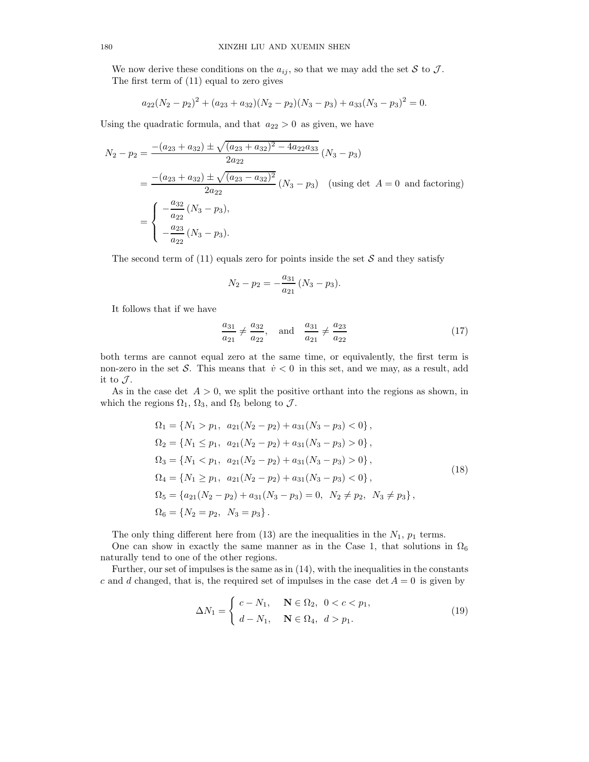We now derive these conditions on the $a_{ij}$, so that we may add the set $\mathcal{S}$ to $\mathcal{J}$.

The first term of (11) equal to zero gives

$$a_{22}(N_2 - p_2)^2 + (a_{23} + a_{32})(N_2 - p_2)(N_3 - p_3) + a_{33}(N_3 - p_3)^2 = 0.$$

Using the quadratic formula, and that $a_{22} > 0$ as given, we have

$$\begin{aligned}
N_2 - p_2 &= \frac{-(a_{23} + a_{32}) \pm \sqrt{(a_{23} + a_{32})^2 - 4a_{22}a_{33}}}{2a_{22}}\,(N_3 - p_3) \\
&= \frac{-(a_{23} + a_{32}) \pm \sqrt{(a_{23} - a_{32})^2}}{2a_{22}}\,(N_3 - p_3) \quad \text{(using det } A = 0 \text{ and factoring)} \\
&= \begin{cases} -\dfrac{a_{32}}{a_{22}}\,(N_3 - p_3), \\ -\dfrac{a_{23}}{a_{22}}\,(N_3 - p_3). \end{cases}
\end{aligned}$$

The second term of (11) equals zero for points inside the set $\mathcal{S}$ and they satisfy

$$N_2 - p_2 = -\frac{a_{31}}{a_{21}}\,(N_3 - p_3).$$

It follows that if we have

$$\frac{a_{31}}{a_{21}} \neq \frac{a_{32}}{a_{22}}, \quad \text{and} \quad \frac{a_{31}}{a_{21}} \neq \frac{a_{23}}{a_{22}} \tag{17}$$

both terms are cannot equal zero at the same time, or equivalently, the first term is non-zero in the set $\mathcal{S}$. This means that $\dot{v} < 0$ in this set, and we may, as a result, add it to $\mathcal{J}$.

As in the case det $A > 0$, we split the positive orthant into the regions as shown, in which the regions $\Omega_1$, $\Omega_3$, and $\Omega_5$ belong to $\mathcal{J}$.

$$\begin{aligned}
\Omega_1 &= \{N_1 > p_1,\;\; a_{21}(N_2 - p_2) + a_{31}(N_3 - p_3) < 0\}, \\
\Omega_2 &= \{N_1 \le p_1,\;\; a_{21}(N_2 - p_2) + a_{31}(N_3 - p_3) > 0\}, \\
\Omega_3 &= \{N_1 < p_1,\;\; a_{21}(N_2 - p_2) + a_{31}(N_3 - p_3) > 0\}, \\
\Omega_4 &= \{N_1 \ge p_1,\;\; a_{21}(N_2 - p_2) + a_{31}(N_3 - p_3) < 0\}, \\
\Omega_5 &= \{a_{21}(N_2 - p_2) + a_{31}(N_3 - p_3) = 0,\;\; N_2 \neq p_2,\;\; N_3 \neq p_3\}, \\
\Omega_6 &= \{N_2 = p_2,\;\; N_3 = p_3\}.
\end{aligned} \tag{18}$$

The only thing different here from (13) are the inequalities in the $N_1$, $p_1$ terms.

One can show in exactly the same manner as in the Case 1, that solutions in $\Omega_6$ naturally tend to one of the other regions.

Further, our set of impulses is the same as in (14), with the inequalities in the constants $c$ and $d$ changed, that is, the required set of impulses in the case $\det A = 0$ is given by

$$\Delta N_1 = \begin{cases} c - N_1, & \mathbf{N} \in \Omega_2,\;\; 0 < c < p_1, \\ d - N_1, & \mathbf{N} \in \Omega_4,\;\; d > p_1. \end{cases} \tag{19}$$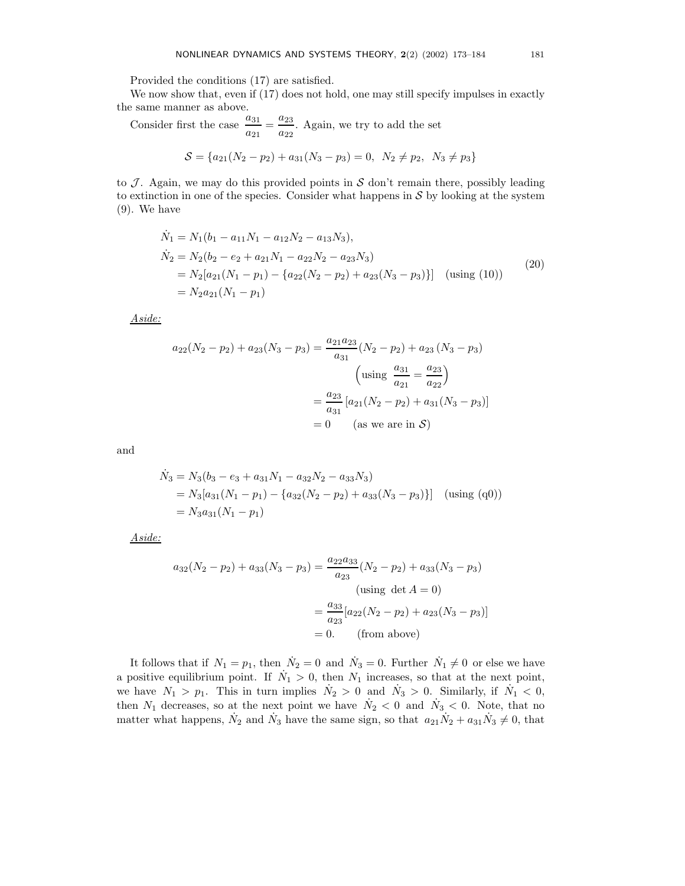Provided the conditions (17) are satisfied.

We now show that, even if (17) does not hold, one may still specify impulses in exactly the same manner as above.

Consider first the case $\dfrac{a_{31}}{a_{21}} = \dfrac{a_{23}}{a_{22}}$. Again, we try to add the set

$$\mathcal{S} = \{a_{21}(N_2 - p_2) + a_{31}(N_3 - p_3) = 0,\ \ N_2 \neq p_2,\ \ N_3 \neq p_3\}$$

to $\mathcal{J}$. Again, we may do this provided points in $\mathcal{S}$ don't remain there, possibly leading to extinction in one of the species. Consider what happens in $\mathcal{S}$ by looking at the system (9). We have

$$\begin{aligned}
\dot N_1 &= N_1(b_1 - a_{11}N_1 - a_{12}N_2 - a_{13}N_3),\\
\dot N_2 &= N_2(b_2 - e_2 + a_{21}N_1 - a_{22}N_2 - a_{23}N_3)\\
&= N_2[a_{21}(N_1 - p_1) - \{a_{22}(N_2 - p_2) + a_{23}(N_3 - p_3)\}] \quad \text{(using (10))}\\
&= N_2 a_{21}(N_1 - p_1)
\end{aligned} \tag{20}$$

*Aside:*

$$\begin{aligned}
a_{22}(N_2 - p_2) + a_{23}(N_3 - p_3) &= \frac{a_{21}a_{23}}{a_{31}}(N_2 - p_2) + a_{23}\,(N_3 - p_3)\\
&\qquad \left(\text{using } \frac{a_{31}}{a_{21}} = \frac{a_{23}}{a_{22}}\right)\\
&= \frac{a_{23}}{a_{31}}\,[a_{21}(N_2 - p_2) + a_{31}(N_3 - p_3)]\\
&= 0 \qquad \text{(as we are in } \mathcal{S})
\end{aligned}$$

and

$$\begin{aligned}
\dot N_3 &= N_3(b_3 - e_3 + a_{31}N_1 - a_{32}N_2 - a_{33}N_3)\\
&= N_3[a_{31}(N_1 - p_1) - \{a_{32}(N_2 - p_2) + a_{33}(N_3 - p_3)\}] \quad \text{(using (q0))}\\
&= N_3 a_{31}(N_1 - p_1)
\end{aligned}$$

*Aside:*

$$\begin{aligned}
a_{32}(N_2 - p_2) + a_{33}(N_3 - p_3) &= \frac{a_{22}a_{33}}{a_{23}}(N_2 - p_2) + a_{33}(N_3 - p_3)\\
&\qquad (\text{using } \det A = 0)\\
&= \frac{a_{33}}{a_{23}}[a_{22}(N_2 - p_2) + a_{23}(N_3 - p_3)]\\
&= 0. \qquad \text{(from above)}
\end{aligned}$$

It follows that if $N_1 = p_1$, then $\dot N_2 = 0$ and $\dot N_3 = 0$. Further $\dot N_1 \neq 0$ or else we have a positive equilibrium point. If $\dot N_1 > 0$, then $N_1$ increases, so that at the next point, we have $N_1 > p_1$. This in turn implies $\dot N_2 > 0$ and $\dot N_3 > 0$. Similarly, if $\dot N_1 < 0$, then $N_1$ decreases, so at the next point we have $\dot N_2 < 0$ and $\dot N_3 < 0$. Note, that no matter what happens, $\dot N_2$ and $\dot N_3$ have the same sign, so that $a_{21}\dot N_2 + a_{31}\dot N_3 \neq 0$, that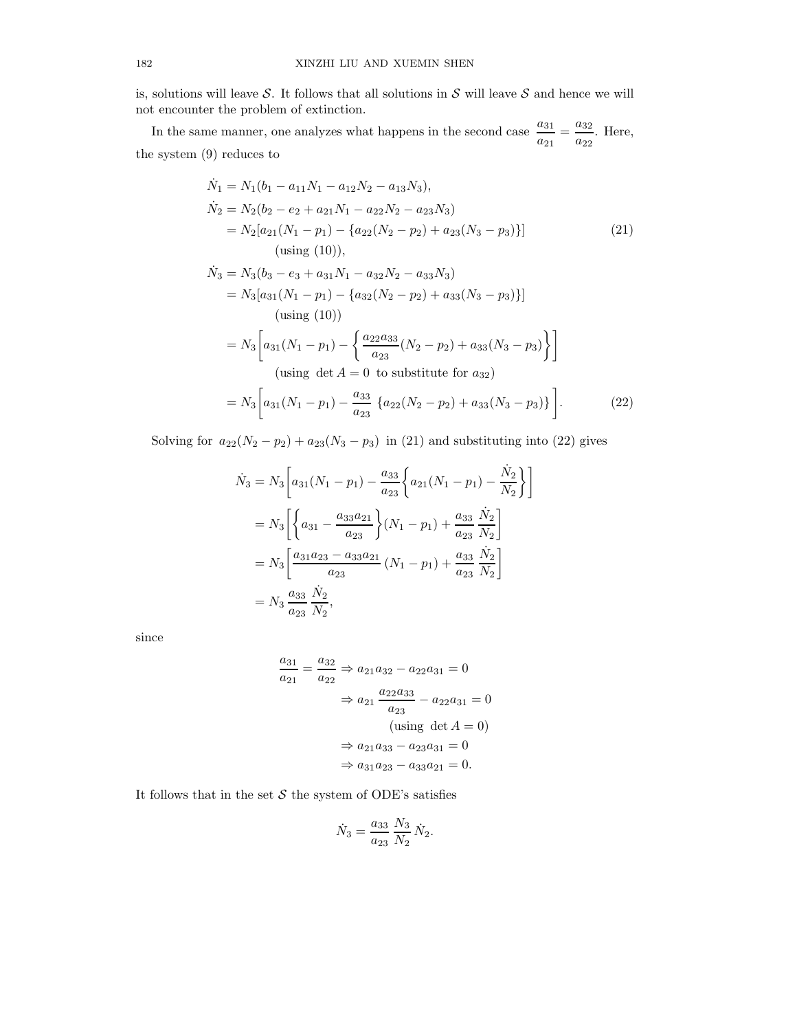is, solutions will leave $\mathcal{S}$. It follows that all solutions in $\mathcal{S}$ will leave $\mathcal{S}$ and hence we will not encounter the problem of extinction.

In the same manner, one analyzes what happens in the second case $\dfrac{a_{31}}{a_{21}} = \dfrac{a_{32}}{a_{22}}$. Here, the system (9) reduces to

$$
\begin{aligned}
\dot{N}_1 &= N_1(b_1 - a_{11}N_1 - a_{12}N_2 - a_{13}N_3),\\
\dot{N}_2 &= N_2(b_2 - e_2 + a_{21}N_1 - a_{22}N_2 - a_{23}N_3)\\
&= N_2[a_{21}(N_1 - p_1) - \{a_{22}(N_2 - p_2) + a_{23}(N_3 - p_3)\}] \qquad (21)\\
&\qquad \text{(using (10))},\\
\dot{N}_3 &= N_3(b_3 - e_3 + a_{31}N_1 - a_{32}N_2 - a_{33}N_3)\\
&= N_3[a_{31}(N_1 - p_1) - \{a_{32}(N_2 - p_2) + a_{33}(N_3 - p_3)\}]\\
&\qquad \text{(using (10))}\\
&= N_3\left[a_{31}(N_1 - p_1) - \left\{\frac{a_{22}a_{33}}{a_{23}}(N_2 - p_2) + a_{33}(N_3 - p_3)\right\}\right]\\
&\qquad \text{(using } \det A = 0 \text{ to substitute for } a_{32})\\
&= N_3\left[a_{31}(N_1 - p_1) - \frac{a_{33}}{a_{23}}\,\{a_{22}(N_2 - p_2) + a_{33}(N_3 - p_3)\}\right]. \qquad (22)
\end{aligned}
$$

Solving for $a_{22}(N_2 - p_2) + a_{23}(N_3 - p_3)$ in (21) and substituting into (22) gives

$$
\begin{aligned}
\dot{N}_3 &= N_3\left[a_{31}(N_1 - p_1) - \frac{a_{33}}{a_{23}}\left\{a_{21}(N_1 - p_1) - \frac{\dot{N}_2}{N_2}\right\}\right]\\
&= N_3\left[\left\{a_{31} - \frac{a_{33}a_{21}}{a_{23}}\right\}(N_1 - p_1) + \frac{a_{33}}{a_{23}}\,\frac{\dot{N}_2}{N_2}\right]\\
&= N_3\left[\frac{a_{31}a_{23} - a_{33}a_{21}}{a_{23}}\,(N_1 - p_1) + \frac{a_{33}}{a_{23}}\,\frac{\dot{N}_2}{N_2}\right]\\
&= N_3\,\frac{a_{33}}{a_{23}}\,\frac{\dot{N}_2}{N_2},
\end{aligned}
$$

since

$$
\begin{aligned}
\frac{a_{31}}{a_{21}} = \frac{a_{32}}{a_{22}} &\Rightarrow a_{21}a_{32} - a_{22}a_{31} = 0\\
&\Rightarrow a_{21}\,\frac{a_{22}a_{33}}{a_{23}} - a_{22}a_{31} = 0\\
&\qquad \text{(using } \det A = 0)\\
&\Rightarrow a_{21}a_{33} - a_{23}a_{31} = 0\\
&\Rightarrow a_{31}a_{23} - a_{33}a_{21} = 0.
\end{aligned}
$$

It follows that in the set $\mathcal{S}$ the system of ODE's satisfies

$$
\dot{N}_3 = \frac{a_{33}}{a_{23}}\,\frac{N_3}{N_2}\,\dot{N}_2.
$$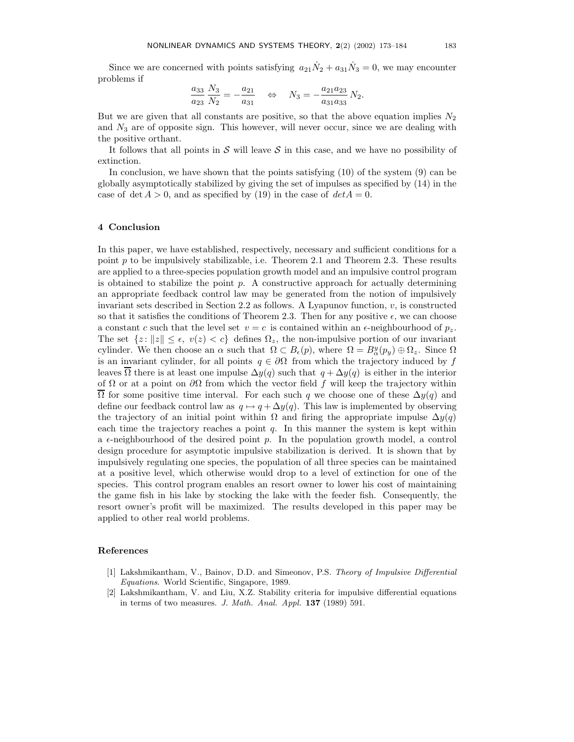Since we are concerned with points satisfying $a_{21}\dot{N}_2 + a_{31}\dot{N}_3 = 0$, we may encounter problems if

$$\frac{a_{33}}{a_{23}}\frac{N_3}{N_2} = -\frac{a_{21}}{a_{31}} \quad \Leftrightarrow \quad N_3 = -\frac{a_{21}a_{23}}{a_{31}a_{33}}\,N_2.$$

But we are given that all constants are positive, so that the above equation implies $N_2$ and $N_3$ are of opposite sign. This however, will never occur, since we are dealing with the positive orthant.

It follows that all points in $\mathcal{S}$ will leave $\mathcal{S}$ in this case, and we have no possibility of extinction.

In conclusion, we have shown that the points satisfying (10) of the system (9) can be globally asymptotically stabilized by giving the set of impulses as specified by (14) in the case of $\det A > 0$, and as specified by (19) in the case of $det A = 0$.

## 4 Conclusion

In this paper, we have established, respectively, necessary and sufficient conditions for a point $p$ to be impulsively stabilizable, i.e. Theorem 2.1 and Theorem 2.3. These results are applied to a three-species population growth model and an impulsive control program is obtained to stabilize the point $p$. A constructive approach for actually determining an appropriate feedback control law may be generated from the notion of impulsively invariant sets described in Section 2.2 as follows. A Lyapunov function, $v$, is constructed so that it satisfies the conditions of Theorem 2.3. Then for any positive $\epsilon$, we can choose a constant $c$ such that the level set $v = c$ is contained within an $\epsilon$-neighbourhood of $p_z$. The set $\{z\colon \|z\| \le \epsilon,\ v(z) < c\}$ defines $\Omega_z$, the non-impulsive portion of our invariant cylinder. We then choose an $\alpha$ such that $\Omega \subset B_\epsilon(p)$, where $\Omega = B^y_\alpha(p_y) \oplus \Omega_z$. Since $\Omega$ is an invariant cylinder, for all points $q \in \partial\Omega$ from which the trajectory induced by $f$ leaves $\overline{\Omega}$ there is at least one impulse $\Delta y(q)$ such that $q + \Delta y(q)$ is either in the interior of $\Omega$ or at a point on $\partial\Omega$ from which the vector field $f$ will keep the trajectory within $\overline{\Omega}$ for some positive time interval. For each such $q$ we choose one of these $\Delta y(q)$ and define our feedback control law as $q \mapsto q + \Delta y(q)$. This law is implemented by observing the trajectory of an initial point within $\Omega$ and firing the appropriate impulse $\Delta y(q)$ each time the trajectory reaches a point $q$. In this manner the system is kept within a $\epsilon$-neighbourhood of the desired point $p$. In the population growth model, a control design procedure for asymptotic impulsive stabilization is derived. It is shown that by impulsively regulating one species, the population of all three species can be maintained at a positive level, which otherwise would drop to a level of extinction for one of the species. This control program enables an resort owner to lower his cost of maintaining the game fish in his lake by stocking the lake with the feeder fish. Consequently, the resort owner's profit will be maximized. The results developed in this paper may be applied to other real world problems.

## References

[1] Lakshmikantham, V., Bainov, D.D. and Simeonov, P.S. *Theory of Impulsive Differential Equations*. World Scientific, Singapore, 1989.

[2] Lakshmikantham, V. and Liu, X.Z. Stability criteria for impulsive differential equations in terms of two measures. *J. Math. Anal. Appl.* **137** (1989) 591.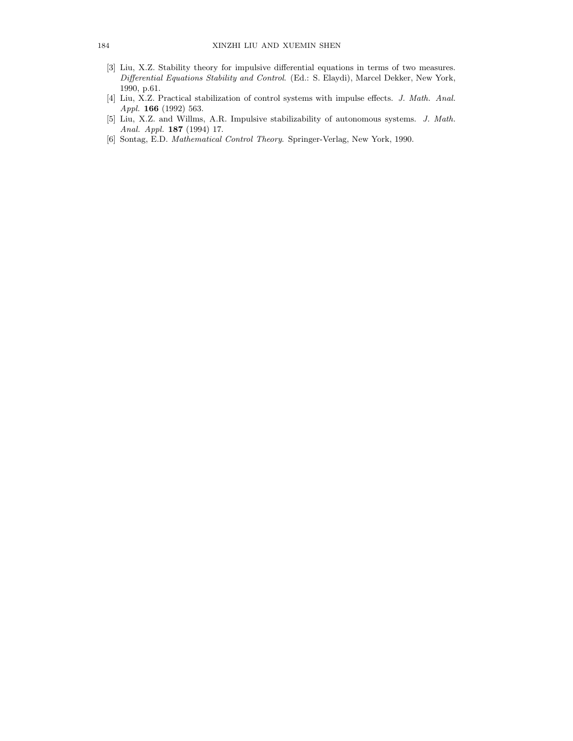[3] Liu, X.Z. Stability theory for impulsive differential equations in terms of two measures. *Differential Equations Stability and Control*. (Ed.: S. Elaydi), Marcel Dekker, New York, 1990, p.61.

[4] Liu, X.Z. Practical stabilization of control systems with impulse effects. *J. Math. Anal. Appl.* **166** (1992) 563.

[5] Liu, X.Z. and Willms, A.R. Impulsive stabilizability of autonomous systems. *J. Math. Anal. Appl.* **187** (1994) 17.

[6] Sontag, E.D. *Mathematical Control Theory*. Springer-Verlag, New York, 1990.